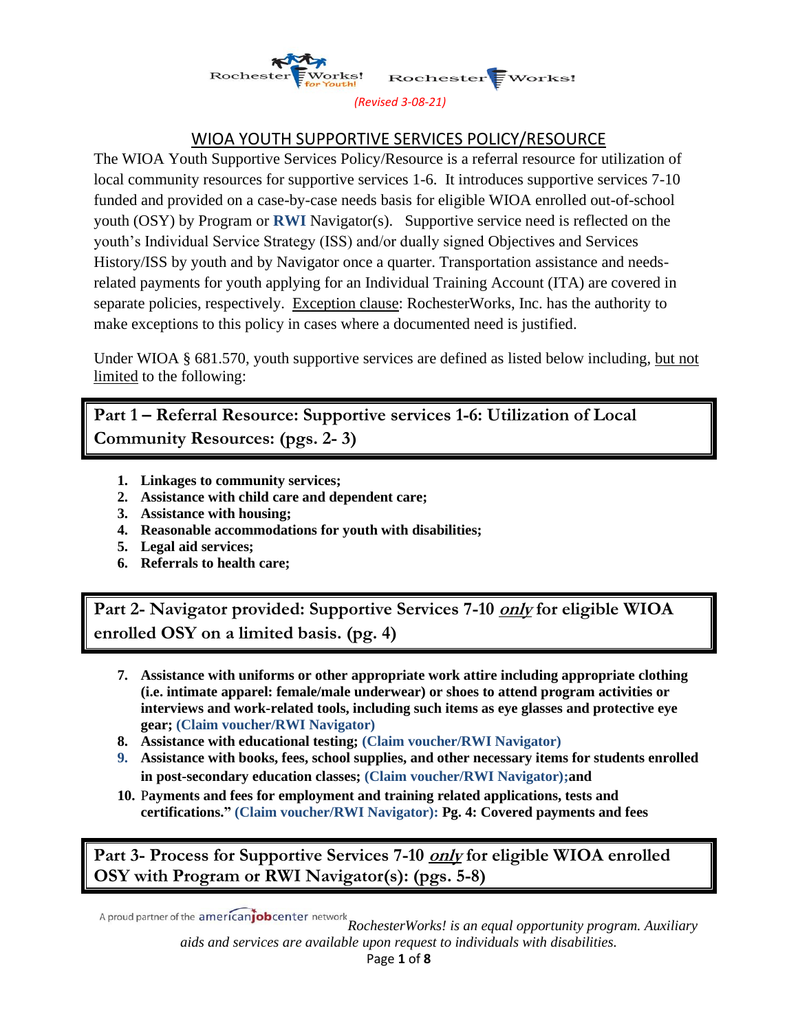*(Revised 3-08-21)*

# WIOA YOUTH SUPPORTIVE SERVICES POLICY/RESOURCE

The WIOA Youth Supportive Services Policy/Resource is a referral resource for utilization of local community resources for supportive services 1-6. It introduces supportive services 7-10 funded and provided on a case-by-case needs basis for eligible WIOA enrolled out-of-school youth (OSY) by Program or **RWI** Navigator(s). Supportive service need is reflected on the youth's Individual Service Strategy (ISS) and/or dually signed Objectives and Services History/ISS by youth and by Navigator once a quarter. Transportation assistance and needs-related payments for youth applying for an Individual Training Account (ITA) are covered in separate policies, respectively. Exception clause: RochesterWorks, Inc. has the authority to make exceptions to this policy in cases where a documented need is justified.

Under WIOA § 681.570, youth supportive services are defined as listed below including, but not limited to the following:

## Part 1 – Referral Resource: Supportive services 1-6: Utilization of Local Community Resources: (pgs. 2- 3)

1. **Linkages to community services;**
2. **Assistance with child care and dependent care;**
3. **Assistance with housing;**
4. **Reasonable accommodations for youth with disabilities;**
5. **Legal aid services;**
6. **Referrals to health care;**

## Part 2- Navigator provided: Supportive Services 7-10 *only* for eligible WIOA enrolled OSY on a limited basis. (pg. 4)

7. **Assistance with uniforms or other appropriate work attire including appropriate clothing (i.e. intimate apparel: female/male underwear) or shoes to attend program activities or interviews and work-related tools, including such items as eye glasses and protective eye gear; (Claim voucher/RWI Navigator)**
8. **Assistance with educational testing; (Claim voucher/RWI Navigator)**
9. **Assistance with books, fees, school supplies, and other necessary items for students enrolled in post-secondary education classes; (Claim voucher/RWI Navigator);and**
10. **Payments and fees for employment and training related applications, tests and certifications." (Claim voucher/RWI Navigator): Pg. 4: Covered payments and fees**

## Part 3- Process for Supportive Services 7-10 *only* for eligible WIOA enrolled OSY with Program or RWI Navigator(s): (pgs. 5-8)

*RochesterWorks! is an equal opportunity program. Auxiliary aids and services are available upon request to individuals with disabilities.*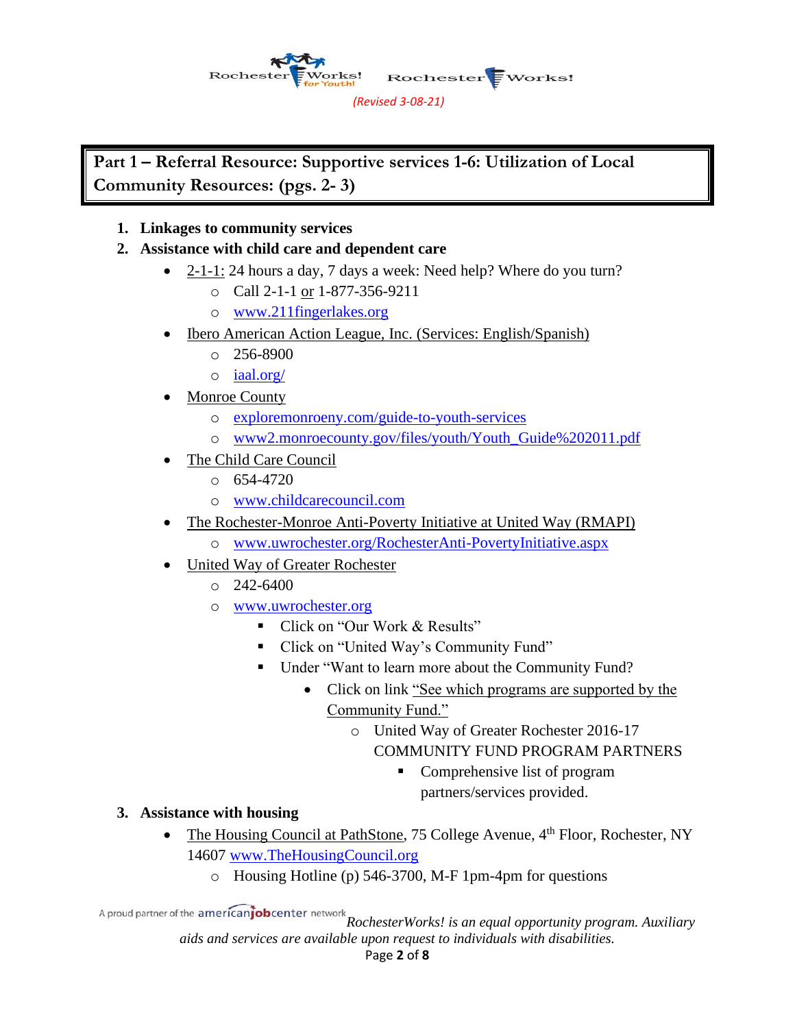*(Revised 3-08-21)*

## Part 1 – Referral Resource: Supportive services 1-6: Utilization of Local Community Resources: (pgs. 2- 3)

1. **Linkages to community services**
2. **Assistance with child care and dependent care**
   - 2-1-1: 24 hours a day, 7 days a week: Need help? Where do you turn?
     - Call 2-1-1 or 1-877-356-9211
     - www.211fingerlakes.org
   - Ibero American Action League, Inc. (Services: English/Spanish)
     - 256-8900
     - iaal.org/
   - Monroe County
     - exploremonroeny.com/guide-to-youth-services
     - www2.monroecounty.gov/files/youth/Youth_Guide%202011.pdf
   - The Child Care Council
     - 654-4720
     - www.childcarecouncil.com
   - The Rochester-Monroe Anti-Poverty Initiative at United Way (RMAPI)
     - www.uwrochester.org/RochesterAnti-PovertyInitiative.aspx
   - United Way of Greater Rochester
     - 242-6400
     - www.uwrochester.org
       - Click on "Our Work & Results"
       - Click on "United Way's Community Fund"
       - Under "Want to learn more about the Community Fund?
         - Click on link "See which programs are supported by the Community Fund."
           - United Way of Greater Rochester 2016-17 COMMUNITY FUND PROGRAM PARTNERS
             - Comprehensive list of program partners/services provided.
3. **Assistance with housing**
   - The Housing Council at PathStone, 75 College Avenue, 4th Floor, Rochester, NY 14607 www.TheHousingCouncil.org
     - Housing Hotline (p) 546-3700, M-F 1pm-4pm for questions

A proud partner of the americanjobcenter network *RochesterWorks! is an equal opportunity program. Auxiliary aids and services are available upon request to individuals with disabilities.*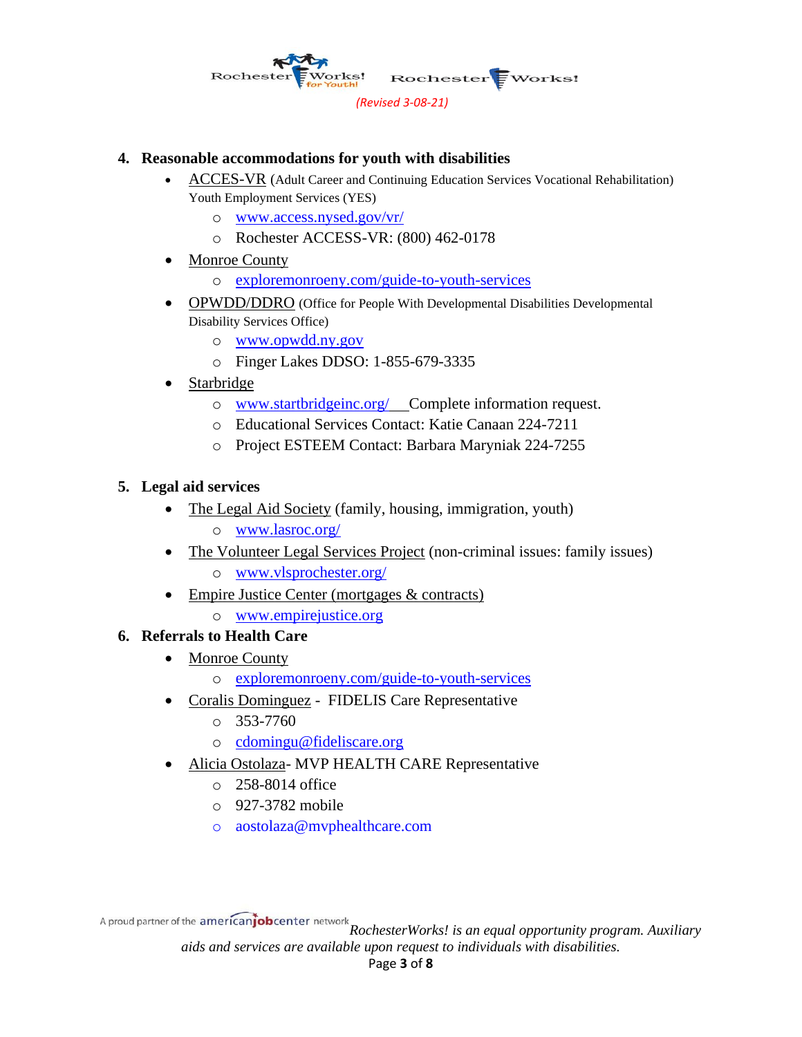(Revised 3-08-21)

4. **Reasonable accommodations for youth with disabilities**
   - ACCES-VR (Adult Career and Continuing Education Services Vocational Rehabilitation) Youth Employment Services (YES)
     - www.access.nysed.gov/vr/
     - Rochester ACCESS-VR: (800) 462-0178
   - Monroe County
     - exploremonroeny.com/guide-to-youth-services
   - OPWDD/DDRO (Office for People With Developmental Disabilities Developmental Disability Services Office)
     - www.opwdd.ny.gov
     - Finger Lakes DDSO: 1-855-679-3335
   - Starbridge
     - www.startbridgeinc.org/ Complete information request.
     - Educational Services Contact: Katie Canaan 224-7211
     - Project ESTEEM Contact: Barbara Maryniak 224-7255

5. **Legal aid services**
   - The Legal Aid Society (family, housing, immigration, youth)
     - www.lasroc.org/
   - The Volunteer Legal Services Project (non-criminal issues: family issues)
     - www.vlsprochester.org/
   - Empire Justice Center (mortgages & contracts)
     - www.empirejustice.org

6. **Referrals to Health Care**
   - Monroe County
     - exploremonroeny.com/guide-to-youth-services
   - Coralis Dominguez - FIDELIS Care Representative
     - 353-7760
     - cdomingu@fideliscare.org
   - Alicia Ostolaza- MVP HEALTH CARE Representative
     - 258-8014 office
     - 927-3782 mobile
     - aostolaza@mvphealthcare.com

A proud partner of the americanjobcenter network *RochesterWorks! is an equal opportunity program. Auxiliary aids and services are available upon request to individuals with disabilities.*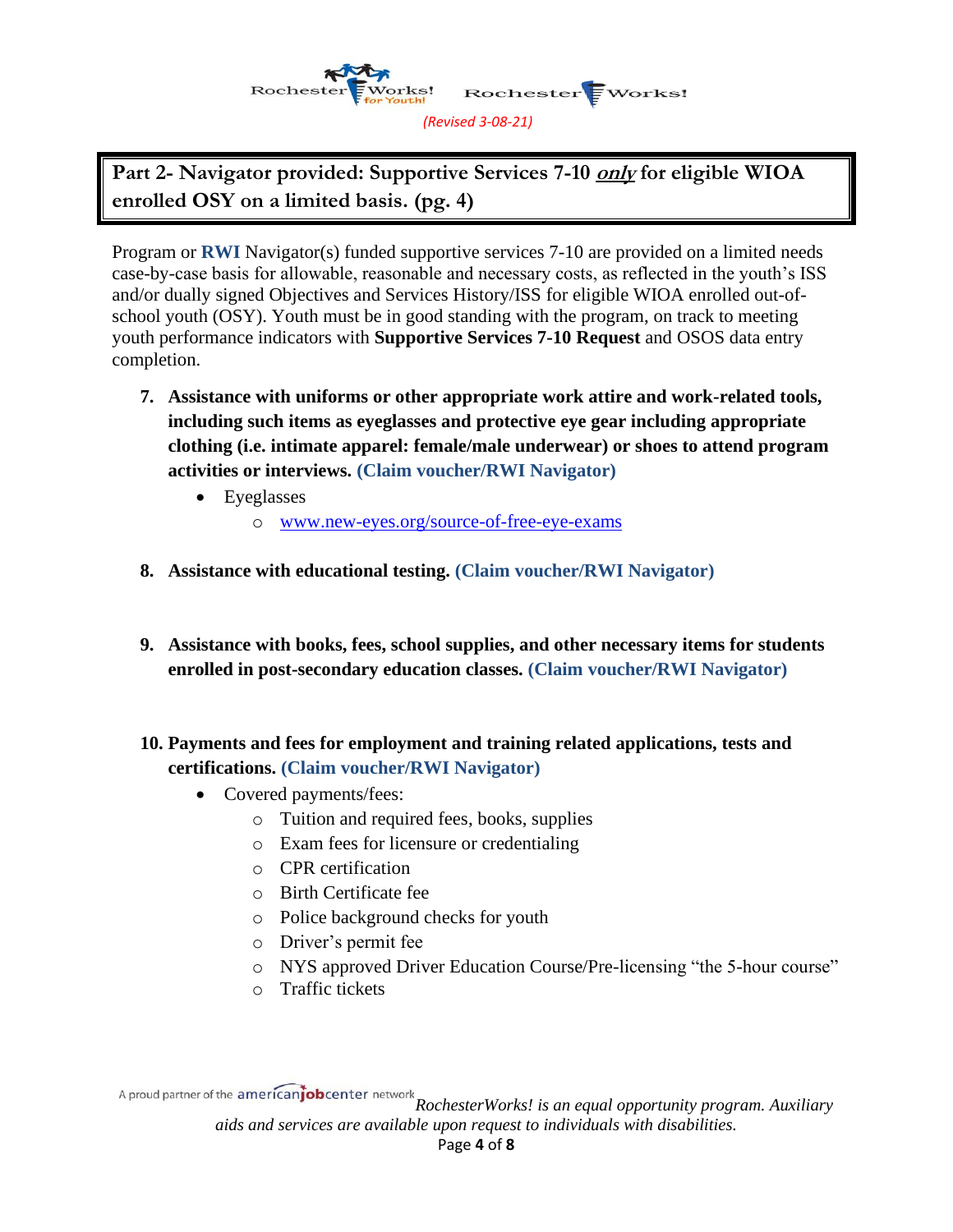*(Revised 3-08-21)*

## Part 2- Navigator provided: Supportive Services 7-10 *only* for eligible WIOA enrolled OSY on a limited basis. (pg. 4)

Program or **RWI** Navigator(s) funded supportive services 7-10 are provided on a limited needs case-by-case basis for allowable, reasonable and necessary costs, as reflected in the youth's ISS and/or dually signed Objectives and Services History/ISS for eligible WIOA enrolled out-of-school youth (OSY). Youth must be in good standing with the program, on track to meeting youth performance indicators with **Supportive Services 7-10 Request** and OSOS data entry completion.

7. **Assistance with uniforms or other appropriate work attire and work-related tools, including such items as eyeglasses and protective eye gear including appropriate clothing (i.e. intimate apparel: female/male underwear) or shoes to attend program activities or interviews. (Claim voucher/RWI Navigator)**
    - Eyeglasses
        - www.new-eyes.org/source-of-free-eye-exams

8. **Assistance with educational testing. (Claim voucher/RWI Navigator)**

9. **Assistance with books, fees, school supplies, and other necessary items for students enrolled in post-secondary education classes. (Claim voucher/RWI Navigator)**

10. **Payments and fees for employment and training related applications, tests and certifications. (Claim voucher/RWI Navigator)**
    - Covered payments/fees:
        - Tuition and required fees, books, supplies
        - Exam fees for licensure or credentialing
        - CPR certification
        - Birth Certificate fee
        - Police background checks for youth
        - Driver's permit fee
        - NYS approved Driver Education Course/Pre-licensing "the 5-hour course"
        - Traffic tickets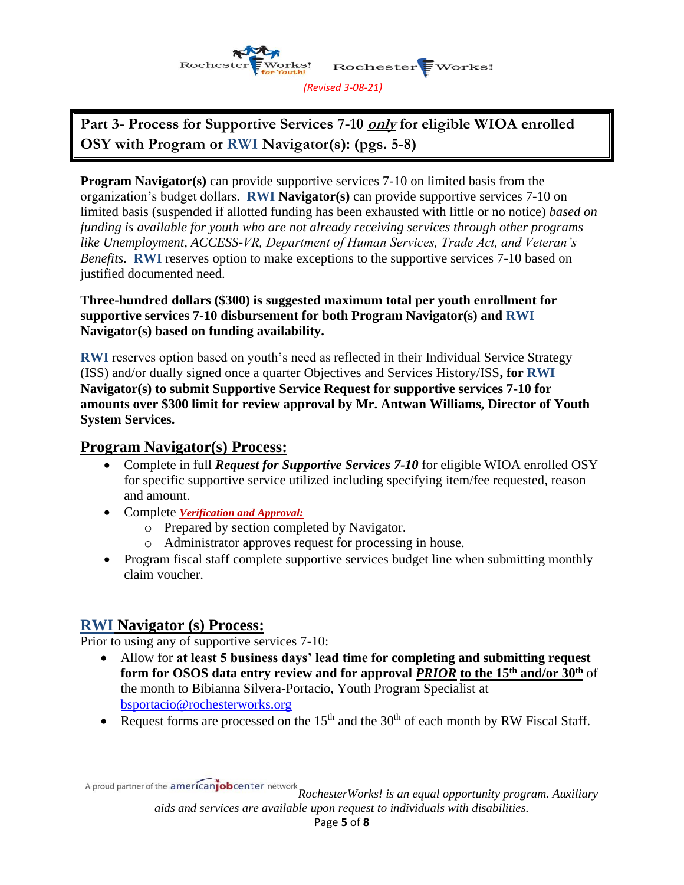*(Revised 3-08-21)*

## Part 3- Process for Supportive Services 7-10 *only* for eligible WIOA enrolled OSY with Program or RWI Navigator(s): (pgs. 5-8)

**Program Navigator(s)** can provide supportive services 7-10 on limited basis from the organization's budget dollars. **RWI Navigator(s)** can provide supportive services 7-10 on limited basis (suspended if allotted funding has been exhausted with little or no notice) *based on funding is available for youth who are not already receiving services through other programs like Unemployment, ACCESS-VR, Department of Human Services, Trade Act, and Veteran's Benefits.* **RWI** reserves option to make exceptions to the supportive services 7-10 based on justified documented need.

**Three-hundred dollars ($300) is suggested maximum total per youth enrollment for supportive services 7-10 disbursement for both Program Navigator(s) and RWI Navigator(s) based on funding availability.**

**RWI** reserves option based on youth's need as reflected in their Individual Service Strategy (ISS) and/or dually signed once a quarter Objectives and Services History/ISS**, for RWI Navigator(s) to submit Supportive Service Request for supportive services 7-10 for amounts over $300 limit for review approval by Mr. Antwan Williams, Director of Youth System Services.**

## Program Navigator(s) Process:

- Complete in full ***Request for Supportive Services 7-10*** for eligible WIOA enrolled OSY for specific supportive service utilized including specifying item/fee requested, reason and amount.
- Complete ***Verification and Approval:***
  - Prepared by section completed by Navigator.
  - Administrator approves request for processing in house.
- Program fiscal staff complete supportive services budget line when submitting monthly claim voucher.

## RWI Navigator (s) Process:

Prior to using any of supportive services 7-10:

- Allow for **at least 5 business days' lead time for completing and submitting request form for OSOS data entry review and for approval *PRIOR* to the 15th and/or 30th** of the month to Bibianna Silvera-Portacio, Youth Program Specialist at bsportacio@rochesterworks.org
- Request forms are processed on the 15th and the 30th of each month by RW Fiscal Staff.

A proud partner of the americanjobcenter network *RochesterWorks! is an equal opportunity program. Auxiliary aids and services are available upon request to individuals with disabilities.*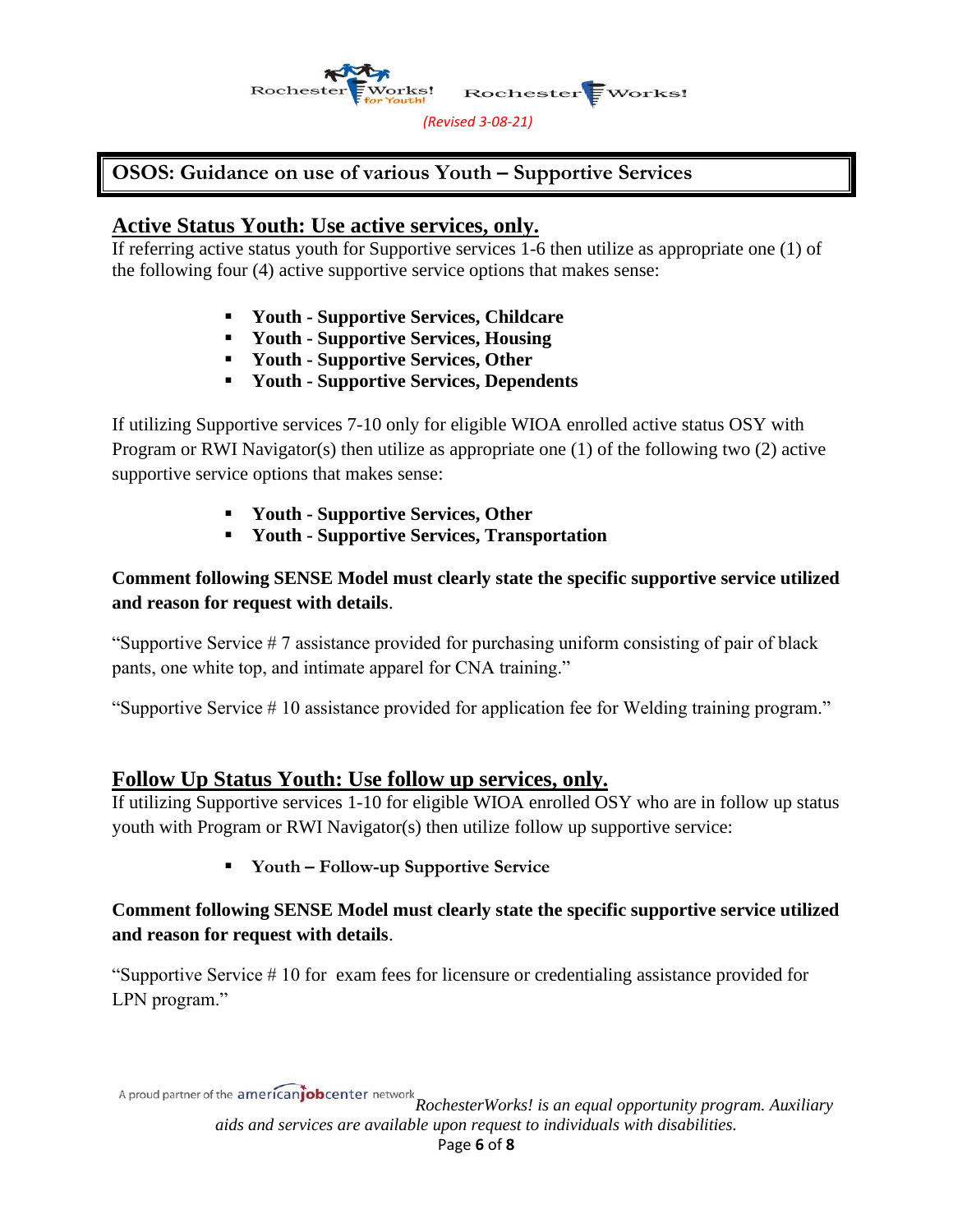*(Revised 3-08-21)*

## OSOS: Guidance on use of various Youth – Supportive Services

### Active Status Youth: Use active services, only.

If referring active status youth for Supportive services 1-6 then utilize as appropriate one (1) of the following four (4) active supportive service options that makes sense:

- **Youth - Supportive Services, Childcare**
- **Youth - Supportive Services, Housing**
- **Youth - Supportive Services, Other**
- **Youth - Supportive Services, Dependents**

If utilizing Supportive services 7-10 only for eligible WIOA enrolled active status OSY with Program or RWI Navigator(s) then utilize as appropriate one (1) of the following two (2) active supportive service options that makes sense:

- **Youth - Supportive Services, Other**
- **Youth - Supportive Services, Transportation**

**Comment following SENSE Model must clearly state the specific supportive service utilized and reason for request with details**.

"Supportive Service # 7 assistance provided for purchasing uniform consisting of pair of black pants, one white top, and intimate apparel for CNA training."

"Supportive Service # 10 assistance provided for application fee for Welding training program."

### Follow Up Status Youth: Use follow up services, only.

If utilizing Supportive services 1-10 for eligible WIOA enrolled OSY who are in follow up status youth with Program or RWI Navigator(s) then utilize follow up supportive service:

- **Youth – Follow-up Supportive Service**

**Comment following SENSE Model must clearly state the specific supportive service utilized and reason for request with details**.

"Supportive Service # 10 for exam fees for licensure or credentialing assistance provided for LPN program."

A proud partner of the americanjobcenter network *RochesterWorks! is an equal opportunity program. Auxiliary aids and services are available upon request to individuals with disabilities.*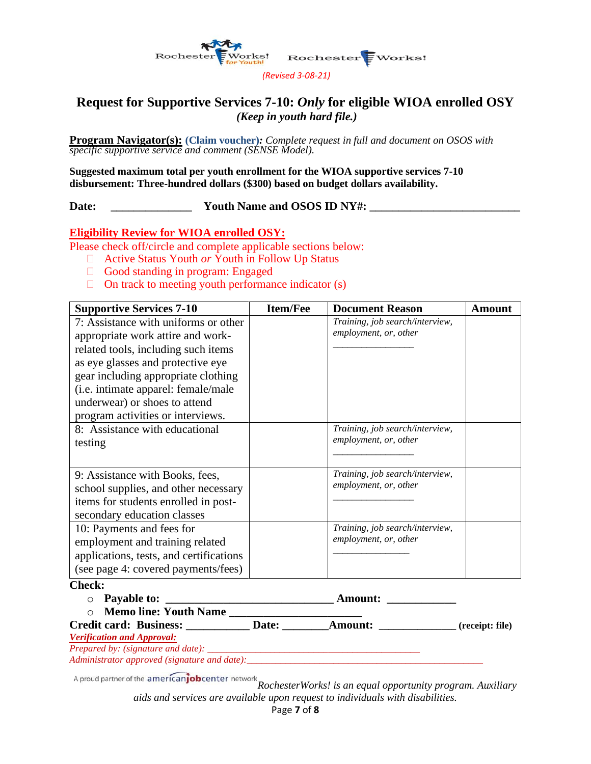Rochester Works! for Youth! Rochester Works!

*(Revised 3-08-21)*

# Request for Supportive Services 7-10: *Only* for eligible WIOA enrolled OSY

***(Keep in youth hard file.)***

**Program Navigator(s):** **(Claim voucher)*:*** *Complete request in full and document on OSOS with specific supportive service and comment (SENSE Model).*

**Suggested maximum total per youth enrollment for the WIOA supportive services 7-10 disbursement: Three-hundred dollars ($300) based on budget dollars availability.**

**Date:** ______________ **Youth Name and OSOS ID NY#:** __________________________

**Eligibility Review for WIOA enrolled OSY:**

Please check off/circle and complete applicable sections below:

- ☐ Active Status Youth *or* Youth in Follow Up Status
- ☐ Good standing in program: Engaged
- ☐ On track to meeting youth performance indicator (s)

| Supportive Services 7-10 | Item/Fee | Document Reason | Amount |
|---|---|---|---|
| 7: Assistance with uniforms or other appropriate work attire and work-related tools, including such items as eye glasses and protective eye gear including appropriate clothing (i.e. intimate apparel: female/male underwear) or shoes to attend program activities or interviews. | | *Training, job search/interview, employment, or, other* ________________ | |
| 8: Assistance with educational testing | | *Training, job search/interview, employment, or, other* ________________ | |
| 9: Assistance with Books, fees, school supplies, and other necessary items for students enrolled in post-secondary education classes | | *Training, job search/interview, employment, or, other* ________________ | |
| 10: Payments and fees for employment and training related applications, tests, and certifications (see page 4: covered payments/fees) | | *Training, job search/interview, employment, or, other* _______________ | |

**Check:**

- **Payable to:** ____________________________ **Amount:** ___________
- **Memo line: Youth Name** _____________________

**Credit card: Business:** __________ **Date:** ________ **Amount:** ______________ **(receipt: file)**

***Verification and Approval:***

*Prepared by: (signature and date):* ________________________________________

*Administrator approved (signature and date):*_______________________________________________

A proud partner of the americanjobcenter network *RochesterWorks! is an equal opportunity program. Auxiliary aids and services are available upon request to individuals with disabilities.*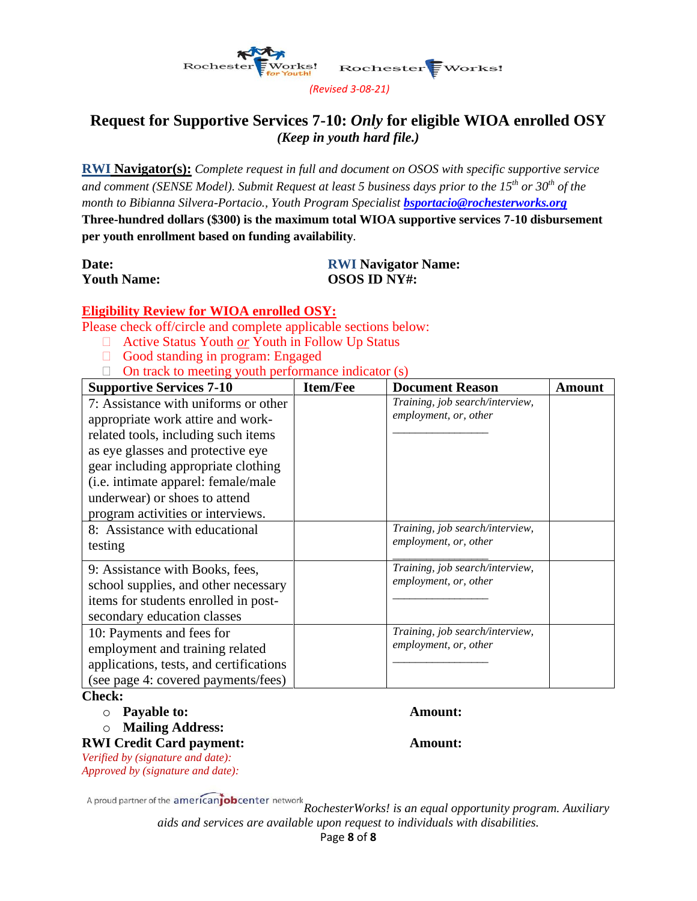Rochester Works! for Youth! Rochester Works!

*(Revised 3-08-21)*

# Request for Supportive Services 7-10: *Only* for eligible WIOA enrolled OSY

*(Keep in youth hard file.)*

**RWI Navigator(s):** *Complete request in full and document on OSOS with specific supportive service and comment (SENSE Model). Submit Request at least 5 business days prior to the 15th or 30th of the month to Bibianna Silvera-Portacio., Youth Program Specialist* ***bsportacio@rochesterworks.org***

**Three-hundred dollars ($300) is the maximum total WIOA supportive services 7-10 disbursement per youth enrollment based on funding availability**.

**Date:**

**RWI Navigator Name:**

**Youth Name:**

**OSOS ID NY#:**

## Eligibility Review for WIOA enrolled OSY:

Please check off/circle and complete applicable sections below:

- ☐ Active Status Youth *or* Youth in Follow Up Status
- ☐ Good standing in program: Engaged
- ☐ On track to meeting youth performance indicator (s)

| Supportive Services 7-10 | Item/Fee | Document Reason | Amount |
|---|---|---|---|
| 7: Assistance with uniforms or other appropriate work attire and work-related tools, including such items as eye glasses and protective eye gear including appropriate clothing (i.e. intimate apparel: female/male underwear) or shoes to attend program activities or interviews. | | *Training, job search/interview, employment, or, other* ________________ | |
| 8: Assistance with educational testing | | *Training, job search/interview, employment, or, other* ________________ | |
| 9: Assistance with Books, fees, school supplies, and other necessary items for students enrolled in post-secondary education classes | | *Training, job search/interview, employment, or, other* ________________ | |
| 10: Payments and fees for employment and training related applications, tests, and certifications (see page 4: covered payments/fees) | | *Training, job search/interview, employment, or, other* ________________ | |

**Check:**

- **Payable to:** **Amount:**
- **Mailing Address:**

**RWI Credit Card payment:** **Amount:**

*Verified by (signature and date):*

*Approved by (signature and date):*

A proud partner of the americanjobcenter network *RochesterWorks! is an equal opportunity program. Auxiliary aids and services are available upon request to individuals with disabilities.*